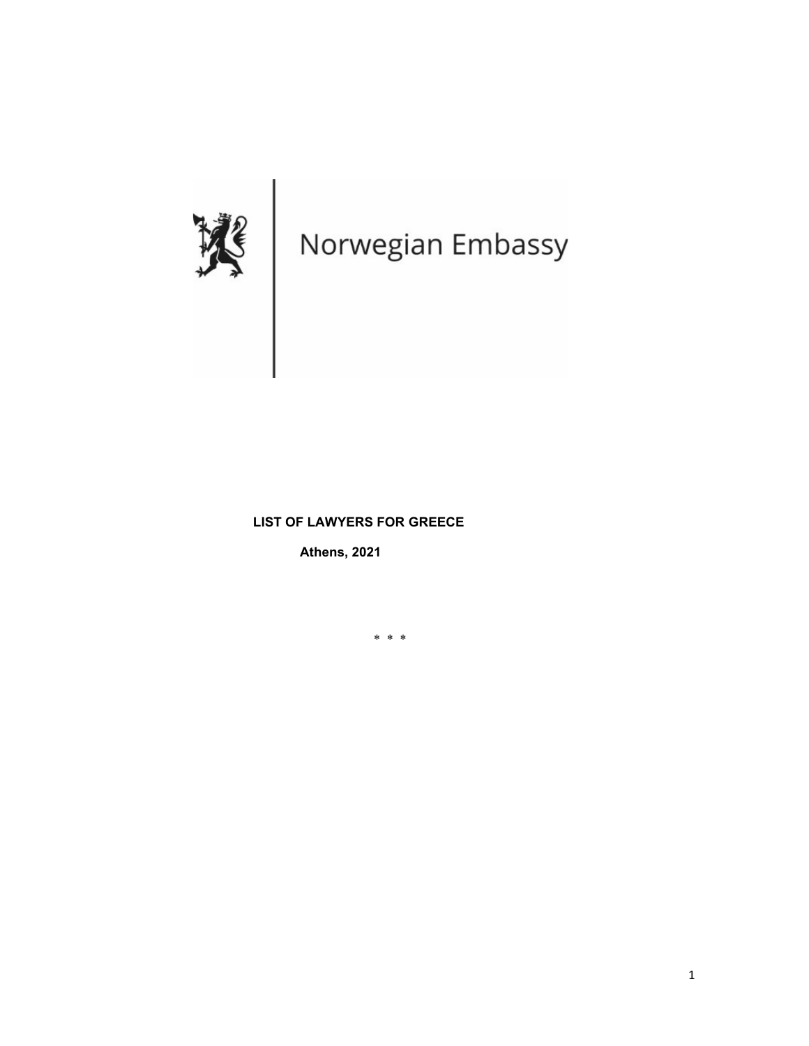Norwegian Embassy

**LIST OF LAWYERS FOR GREECE**

**Athens, 2021**

\* \* \*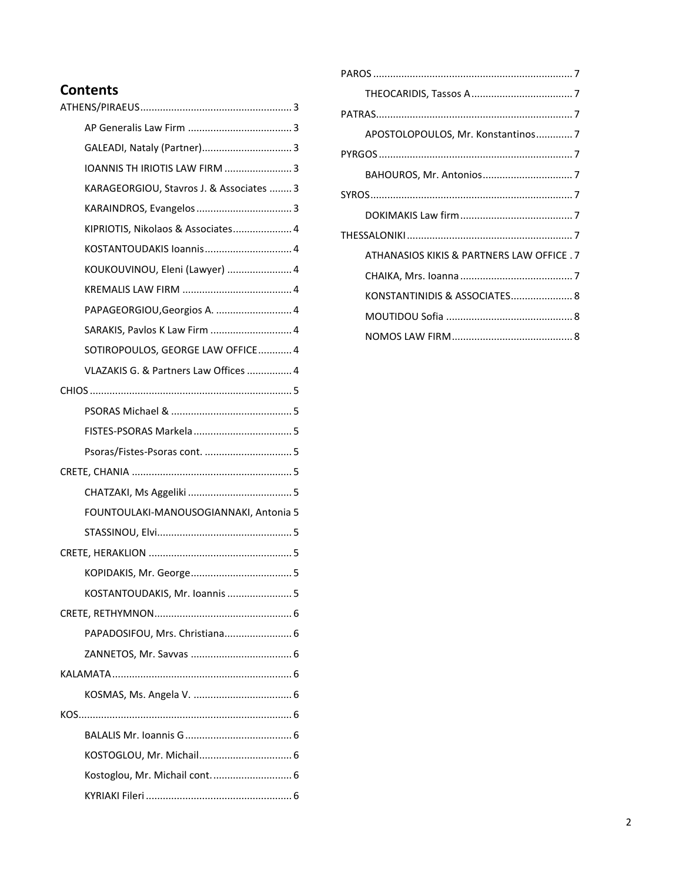## Contents

- ATHENS/PIRAEUS ..... 3
  - AP Generalis Law Firm ..... 3
  - GALEADI, Nataly (Partner) ..... 3
  - IOANNIS TH IRIOTIS LAW FIRM ..... 3
  - KARAGEORGIOU, Stavros J. & Associates ..... 3
  - KARAINDROS, Evangelos ..... 3
  - KIPRIOTIS, Nikolaos & Associates ..... 4
  - KOSTANTOUDAKIS Ioannis ..... 4
  - KOUKOUVINOU, Eleni (Lawyer) ..... 4
  - KREMALIS LAW FIRM ..... 4
  - PAPAGEORGIOU,Georgios A. ..... 4
  - SARAKIS, Pavlos K Law Firm ..... 4
  - SOTIROPOULOS, GEORGE LAW OFFICE ..... 4
  - VLAZAKIS G. & Partners Law Offices ..... 4
- CHIOS ..... 5
  - PSORAS Michael & ..... 5
  - FISTES-PSORAS Markela ..... 5
  - Psoras/Fistes-Psoras cont. ..... 5
- CRETE, CHANIA ..... 5
  - CHATZAKI, Ms Aggeliki ..... 5
  - FOUNTOULAKI-MANOUSOGIANNAKI, Antonia 5
  - STASSINOU, Elvi ..... 5
- CRETE, HERAKLION ..... 5
  - KOPIDAKIS, Mr. George ..... 5
  - KOSTANTOUDAKIS, Mr. Ioannis ..... 5
- CRETE, RETHYMNON ..... 6
  - PAPADOSIFOU, Mrs. Christiana ..... 6
  - ZANNETOS, Mr. Savvas ..... 6
- KALAMATA ..... 6
  - KOSMAS, Ms. Angela V. ..... 6
- KOS ..... 6
  - BALALIS Mr. Ioannis G ..... 6
  - KOSTOGLOU, Mr. Michail ..... 6
  - Kostoglou, Mr. Michail cont. ..... 6
  - KYRIAKI Fileri ..... 6
- PAROS ..... 7
  - THEOCARIDIS, Tassos A ..... 7
- PATRAS ..... 7
  - APOSTOLOPOULOS, Mr. Konstantinos ..... 7
- PYRGOS ..... 7
  - BAHOUROS, Mr. Antonios ..... 7
- SYROS ..... 7
  - DOKIMAKIS Law firm ..... 7
- THESSALONIKI ..... 7
  - ATHANASIOS KIKIS & PARTNERS LAW OFFICE . 7
  - CHAIKA, Mrs. Ioanna ..... 7
  - KONSTANTINIDIS & ASSOCIATES ..... 8
  - MOUTIDOU Sofia ..... 8
  - NOMOS LAW FIRM ..... 8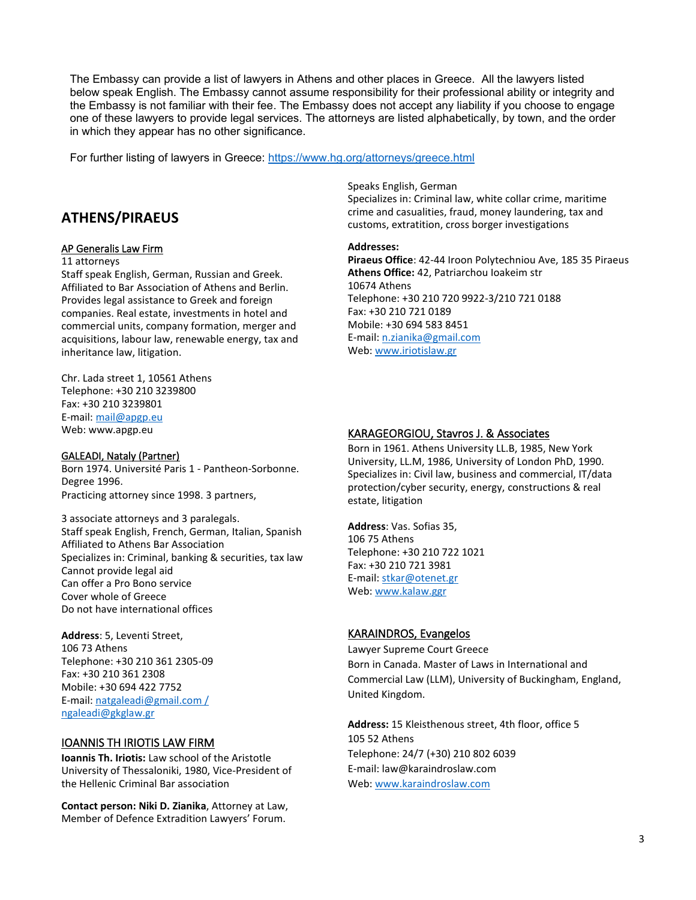The Embassy can provide a list of lawyers in Athens and other places in Greece. All the lawyers listed below speak English. The Embassy cannot assume responsibility for their professional ability or integrity and the Embassy is not familiar with their fee. The Embassy does not accept any liability if you choose to engage one of these lawyers to provide legal services. The attorneys are listed alphabetically, by town, and the order in which they appear has no other significance.

For further listing of lawyers in Greece: https://www.hg.org/attorneys/greece.html

## ATHENS/PIRAEUS

AP Generalis Law Firm

11 attorneys
Staff speak English, German, Russian and Greek.
Affiliated to Bar Association of Athens and Berlin.
Provides legal assistance to Greek and foreign companies. Real estate, investments in hotel and commercial units, company formation, merger and acquisitions, labour law, renewable energy, tax and inheritance law, litigation.

Chr. Lada street 1, 10561 Athens
Telephone: +30 210 3239800
Fax: +30 210 3239801
E-mail: mail@apgp.eu
Web: www.apgp.eu

GALEADI, Nataly (Partner)

Born 1974. Université Paris 1 - Pantheon-Sorbonne. Degree 1996.
Practicing attorney since 1998. 3 partners,

3 associate attorneys and 3 paralegals.
Staff speak English, French, German, Italian, Spanish
Affiliated to Athens Bar Association
Specializes in: Criminal, banking & securities, tax law
Cannot provide legal aid
Can offer a Pro Bono service
Cover whole of Greece
Do not have international offices

**Address**: 5, Leventi Street,
106 73 Athens
Telephone: +30 210 361 2305-09
Fax: +30 210 361 2308
Mobile: +30 694 422 7752
E-mail: natgaleadi@gmail.com / ngaleadi@gkglaw.gr

IOANNIS TH IRIOTIS LAW FIRM

**Ioannis Th. Iriotis:** Law school of the Aristotle University of Thessaloniki, 1980, Vice-President of the Hellenic Criminal Bar association

**Contact person: Niki D. Zianika**, Attorney at Law, Member of Defence Extradition Lawyers' Forum.
Speaks English, German
Specializes in: Criminal law, white collar crime, maritime crime and casualities, fraud, money laundering, tax and customs, extratition, cross borger investigations

**Addresses:**
**Piraeus Office**: 42-44 Iroon Polytechniou Ave, 185 35 Piraeus
**Athens Office:** 42, Patriarchou Ioakeim str
10674 Athens
Telephone: +30 210 720 9922-3/210 721 0188
Fax: +30 210 721 0189
Mobile: +30 694 583 8451
E-mail: n.zianika@gmail.com
Web: www.iriotislaw.gr

KARAGEORGIOU, Stavros J. & Associates

Born in 1961. Athens University LL.B, 1985, New York University, LL.M, 1986, University of London PhD, 1990.
Specializes in: Civil law, business and commercial, IT/data protection/cyber security, energy, constructions & real estate, litigation

**Address**: Vas. Sofias 35,
106 75 Athens
Telephone: +30 210 722 1021
Fax: +30 210 721 3981
E-mail: stkar@otenet.gr
Web: www.kalaw.ggr

KARAINDROS, Evangelos

Lawyer Supreme Court Greece
Born in Canada. Master of Laws in International and Commercial Law (LLM), University of Buckingham, England, United Kingdom.

**Address:** 15 Kleisthenous street, 4th floor, office 5
105 52 Athens
Telephone: 24/7 (+30) 210 802 6039
E-mail: law@karaindroslaw.com
Web: www.karaindroslaw.com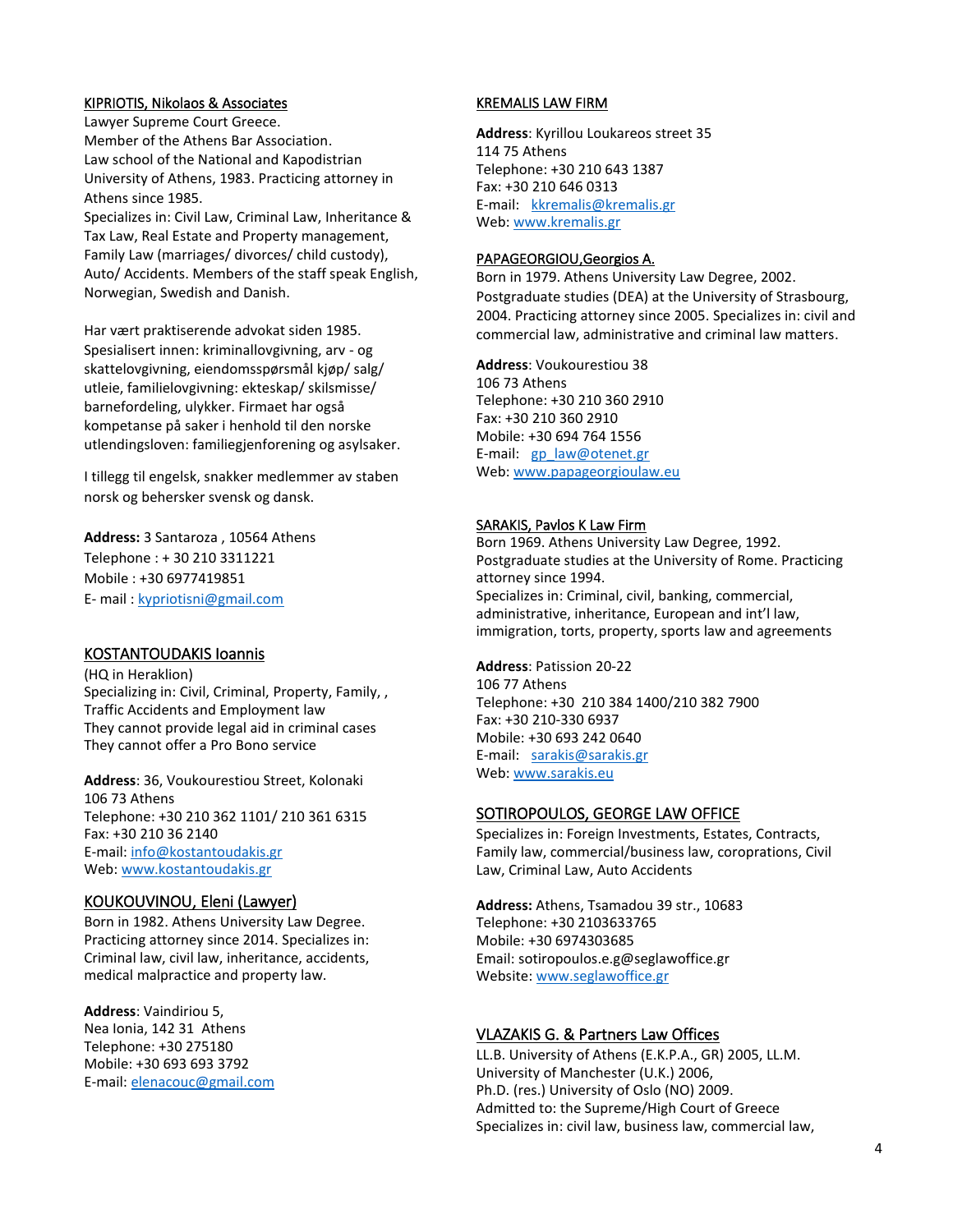### KIPRIOTIS, Nikolaos & Associates

Lawyer Supreme Court Greece.
Member of the Athens Bar Association.
Law school of the National and Kapodistrian University of Athens, 1983. Practicing attorney in Athens since 1985.
Specializes in: Civil Law, Criminal Law, Inheritance & Tax Law, Real Estate and Property management, Family Law (marriages/ divorces/ child custody), Auto/ Accidents. Members of the staff speak English, Norwegian, Swedish and Danish.

Har vært praktiserende advokat siden 1985. Spesialisert innen: kriminallovgivning, arv - og skattelovgivning, eiendomsspørsmål kjøp/ salg/ utleie, familielovgivning: ekteskap/ skilsmisse/ barnefordeling, ulykker. Firmaet har også kompetanse på saker i henhold til den norske utlendingsloven: familiegjenforening og asylsaker.

I tillegg til engelsk, snakker medlemmer av staben norsk og behersker svensk og dansk.

**Address:** 3 Santaroza , 10564 Athens
Telephone : + 30 210 3311221
Mobile : +30 6977419851
E- mail : kypriotisni@gmail.com

### KOSTANTOUDAKIS Ioannis

(HQ in Heraklion)
Specializing in: Civil, Criminal, Property, Family, , Traffic Accidents and Employment law
They cannot provide legal aid in criminal cases
They cannot offer a Pro Bono service

**Address**: 36, Voukourestiou Street, Kolonaki
106 73 Athens
Telephone: +30 210 362 1101/ 210 361 6315
Fax: +30 210 36 2140
E-mail: info@kostantoudakis.gr
Web: www.kostantoudakis.gr

### KOUKOUVINOU, Eleni (Lawyer)

Born in 1982. Athens University Law Degree. Practicing attorney since 2014. Specializes in: Criminal law, civil law, inheritance, accidents, medical malpractice and property law.

**Address**: Vaindiriou 5,
Nea Ionia, 142 31 Athens
Telephone: +30 275180
Mobile: +30 693 693 3792
E-mail: elenacouc@gmail.com

### KREMALIS LAW FIRM

**Address**: Kyrillou Loukareos street 35
114 75 Athens
Telephone: +30 210 643 1387
Fax: +30 210 646 0313
E-mail: kkremalis@kremalis.gr
Web: www.kremalis.gr

### PAPAGEORGIOU,Georgios A.

Born in 1979. Athens University Law Degree, 2002. Postgraduate studies (DEA) at the University of Strasbourg, 2004. Practicing attorney since 2005. Specializes in: civil and commercial law, administrative and criminal law matters.

**Address**: Voukourestiou 38
106 73 Athens
Telephone: +30 210 360 2910
Fax: +30 210 360 2910
Mobile: +30 694 764 1556
E-mail: gp_law@otenet.gr
Web: www.papageorgioulaw.eu

### SARAKIS, Pavlos K Law Firm

Born 1969. Athens University Law Degree, 1992. Postgraduate studies at the University of Rome. Practicing attorney since 1994.
Specializes in: Criminal, civil, banking, commercial, administrative, inheritance, European and int'l law, immigration, torts, property, sports law and agreements

**Address**: Patission 20-22
106 77 Athens
Telephone: +30 210 384 1400/210 382 7900
Fax: +30 210-330 6937
Mobile: +30 693 242 0640
E-mail: sarakis@sarakis.gr
Web: www.sarakis.eu

### SOTIROPOULOS, GEORGE LAW OFFICE

Specializes in: Foreign Investments, Estates, Contracts, Family law, commercial/business law, coroprations, Civil Law, Criminal Law, Auto Accidents

**Address:** Athens, Tsamadou 39 str., 10683
Telephone: +30 2103633765
Mobile: +30 6974303685
Email: sotiropoulos.e.g@seglawoffice.gr
Website: www.seglawoffice.gr

### VLAZAKIS G. & Partners Law Offices

LL.B. University of Athens (E.K.P.A., GR) 2005, LL.M. University of Manchester (U.K.) 2006,
Ph.D. (res.) University of Oslo (NO) 2009.
Admitted to: the Supreme/High Court of Greece
Specializes in: civil law, business law, commercial law,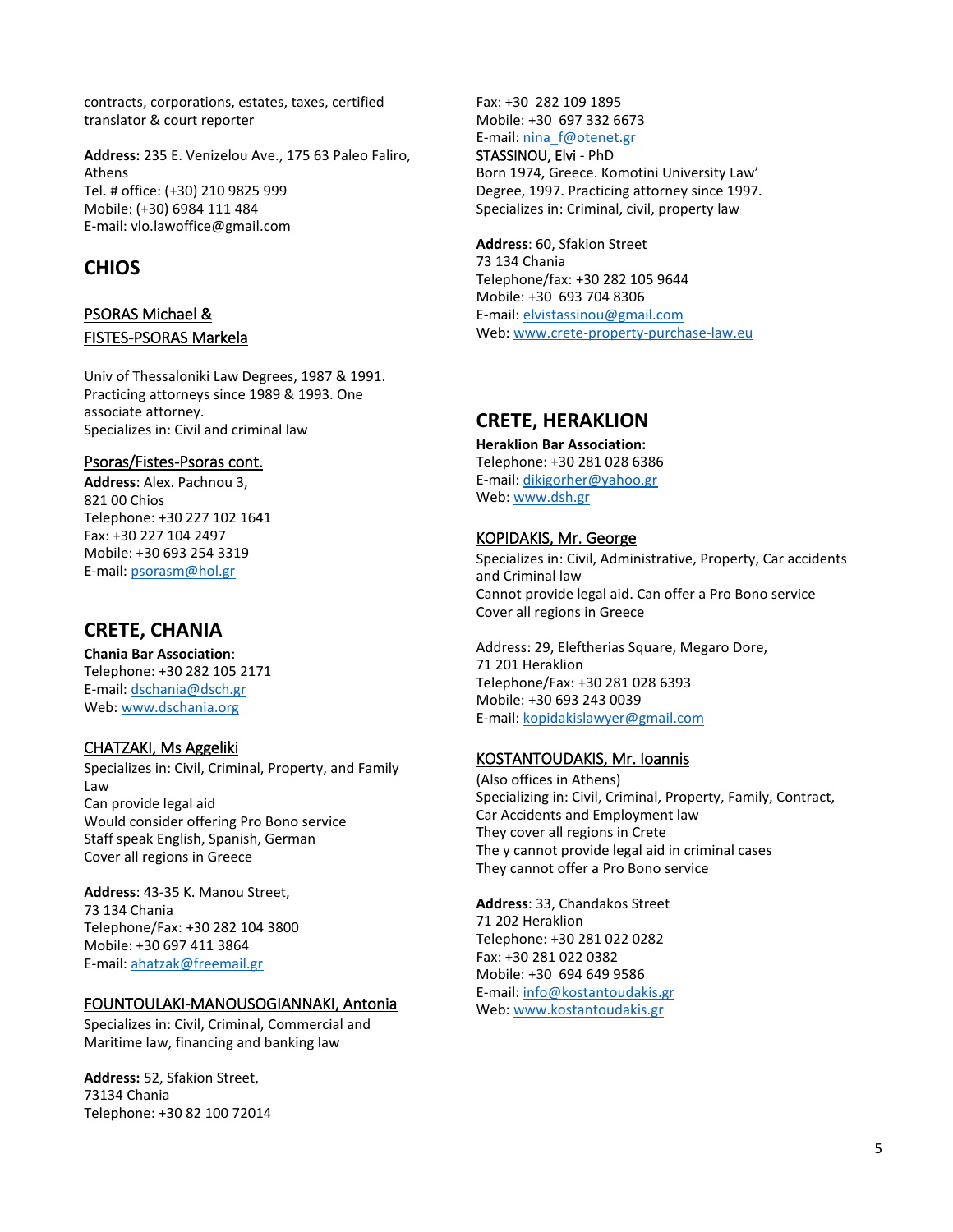contracts, corporations, estates, taxes, certified translator & court reporter

**Address:** 235 E. Venizelou Ave., 175 63 Paleo Faliro, Athens
Tel. # office: (+30) 210 9825 999
Mobile: (+30) 6984 111 484
E-mail: vlo.lawoffice@gmail.com

## CHIOS

PSORAS Michael &
FISTES-PSORAS Markela

Univ of Thessaloniki Law Degrees, 1987 & 1991. Practicing attorneys since 1989 & 1993. One associate attorney.
Specializes in: Civil and criminal law

Psoras/Fistes-Psoras cont.
**Address**: Alex. Pachnou 3,
821 00 Chios
Telephone: +30 227 102 1641
Fax: +30 227 104 2497
Mobile: +30 693 254 3319
E-mail: psorasm@hol.gr

## CRETE, CHANIA

**Chania Bar Association**:
Telephone: +30 282 105 2171
E-mail: dschania@dsch.gr
Web: www.dschania.org

CHATZAKI, Ms Aggeliki
Specializes in: Civil, Criminal, Property, and Family Law
Can provide legal aid
Would consider offering Pro Bono service
Staff speak English, Spanish, German
Cover all regions in Greece

**Address**: 43-35 K. Manou Street,
73 134 Chania
Telephone/Fax: +30 282 104 3800
Mobile: +30 697 411 3864
E-mail: ahatzak@freemail.gr

FOUNTOULAKI-MANOUSOGIANNAKI, Antonia
Specializes in: Civil, Criminal, Commercial and Maritime law, financing and banking law

**Address:** 52, Sfakion Street,
73134 Chania
Telephone: +30 82 100 72014
Fax: +30 282 109 1895
Mobile: +30 697 332 6673
E-mail: nina_f@otenet.gr

STASSINOU, Elvi - PhD
Born 1974, Greece. Komotini University Law' Degree, 1997. Practicing attorney since 1997.
Specializes in: Criminal, civil, property law

**Address**: 60, Sfakion Street
73 134 Chania
Telephone/fax: +30 282 105 9644
Mobile: +30 693 704 8306
E-mail: elvistassinou@gmail.com
Web: www.crete-property-purchase-law.eu

## CRETE, HERAKLION

**Heraklion Bar Association:**
Telephone: +30 281 028 6386
E-mail: dikigorher@yahoo.gr
Web: www.dsh.gr

KOPIDAKIS, Mr. George
Specializes in: Civil, Administrative, Property, Car accidents and Criminal law
Cannot provide legal aid. Can offer a Pro Bono service
Cover all regions in Greece

Address: 29, Eleftherias Square, Megaro Dore,
71 201 Heraklion
Telephone/Fax: +30 281 028 6393
Mobile: +30 693 243 0039
E-mail: kopidakislawyer@gmail.com

KOSTANTOUDAKIS, Mr. Ioannis
(Also offices in Athens)
Specializing in: Civil, Criminal, Property, Family, Contract, Car Accidents and Employment law
They cover all regions in Crete
The y cannot provide legal aid in criminal cases
They cannot offer a Pro Bono service

**Address**: 33, Chandakos Street
71 202 Heraklion
Telephone: +30 281 022 0282
Fax: +30 281 022 0382
Mobile: +30 694 649 9586
E-mail: info@kostantoudakis.gr
Web: www.kostantoudakis.gr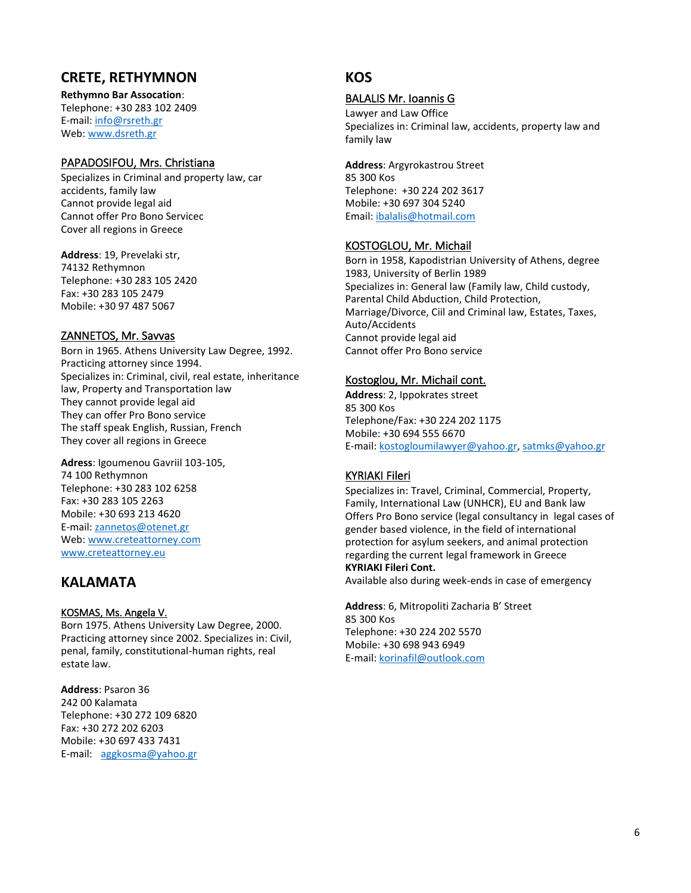## CRETE, RETHYMNON

**Rethymno Bar Assocation**:
Telephone: +30 283 102 2409
E-mail: info@rsreth.gr
Web: www.dsreth.gr

PAPADOSIFOU, Mrs. Christiana
Specializes in Criminal and property law, car accidents, family law
Cannot provide legal aid
Cannot offer Pro Bono Servicec
Cover all regions in Greece

**Address**: 19, Prevelaki str,
74132 Rethymnon
Telephone: +30 283 105 2420
Fax: +30 283 105 2479
Mobile: +30 97 487 5067

ZANNETOS, Mr. Savvas
Born in 1965. Athens University Law Degree, 1992. Practicing attorney since 1994.
Specializes in: Criminal, civil, real estate, inheritance law, Property and Transportation law
They cannot provide legal aid
They can offer Pro Bono service
The staff speak English, Russian, French
They cover all regions in Greece

**Adress**: Igoumenou Gavriil 103-105,
74 100 Rethymnon
Telephone: +30 283 102 6258
Fax: +30 283 105 2263
Mobile: +30 693 213 4620
E-mail: zannetos@otenet.gr
Web: www.creteattorney.com
www.creteattorney.eu

## KALAMATA

KOSMAS, Ms. Angela V.
Born 1975. Athens University Law Degree, 2000. Practicing attorney since 2002. Specializes in: Civil, penal, family, constitutional-human rights, real estate law.

**Address**: Psaron 36
242 00 Kalamata
Telephone: +30 272 109 6820
Fax: +30 272 202 6203
Mobile: +30 697 433 7431
E-mail: aggkosma@yahoo.gr

## KOS

BALALIS Mr. Ioannis G
Lawyer and Law Office
Specializes in: Criminal law, accidents, property law and family law

**Address**: Argyrokastrou Street
85 300 Kos
Telephone: +30 224 202 3617
Mobile: +30 697 304 5240
Email: ibalalis@hotmail.com

KOSTOGLOU, Mr. Michail
Born in 1958, Kapodistrian University of Athens, degree 1983, University of Berlin 1989
Specializes in: General law (Family law, Child custody, Parental Child Abduction, Child Protection, Marriage/Divorce, Ciil and Criminal law, Estates, Taxes, Auto/Accidents
Cannot provide legal aid
Cannot offer Pro Bono service

Kostoglou, Mr. Michail cont.
**Address**: 2, Ippokrates street
85 300 Kos
Telephone/Fax: +30 224 202 1175
Mobile: +30 694 555 6670
E-mail: kostogloumilawyer@yahoo.gr, satmks@yahoo.gr

KYRIAKI Fileri
Specializes in: Travel, Criminal, Commercial, Property, Family, International Law (UNHCR), EU and Bank law
Offers Pro Bono service (legal consultancy in legal cases of gender based violence, in the field of international protection for asylum seekers, and animal protection regarding the current legal framework in Greece
**KYRIAKI Fileri Cont.**
Available also during week-ends in case of emergency

**Address**: 6, Mitropoliti Zacharia B' Street
85 300 Kos
Telephone: +30 224 202 5570
Mobile: +30 698 943 6949
E-mail: korinafil@outlook.com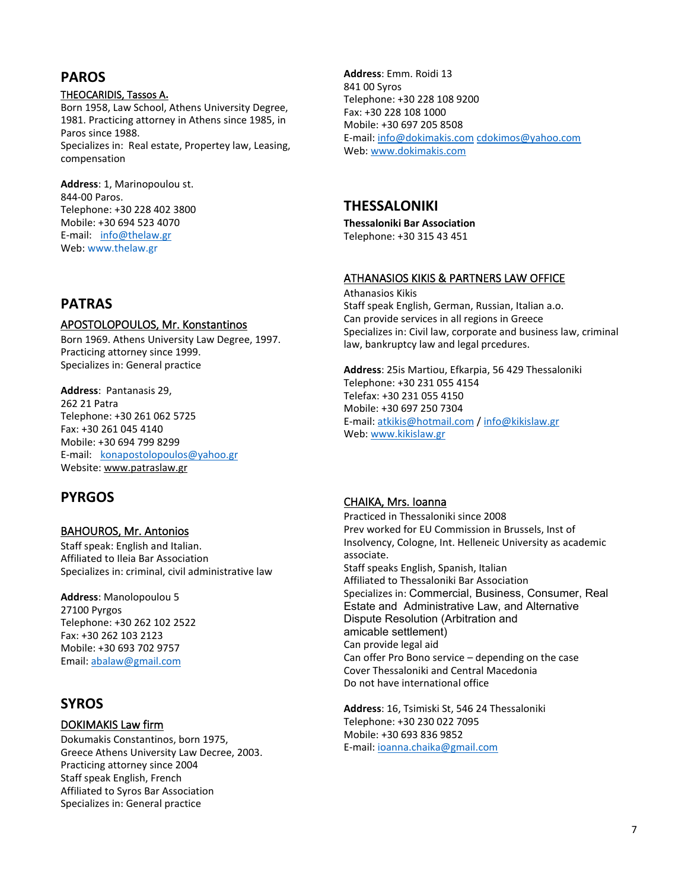## PAROS

THEOCARIDIS, Tassos A.

Born 1958, Law School, Athens University Degree, 1981. Practicing attorney in Athens since 1985, in Paros since 1988.
Specializes in: Real estate, Propertey law, Leasing, compensation

**Address**: 1, Marinopoulou st.
844-00 Paros.
Telephone: +30 228 402 3800
Mobile: +30 694 523 4070
E-mail: info@thelaw.gr
Web: www.thelaw.gr

## PATRAS

APOSTOLOPOULOS, Mr. Konstantinos

Born 1969. Athens University Law Degree, 1997.
Practicing attorney since 1999.
Specializes in: General practice

**Address**: Pantanasis 29,
262 21 Patra
Telephone: +30 261 062 5725
Fax: +30 261 045 4140
Mobile: +30 694 799 8299
E-mail: konapostolopoulos@yahoo.gr
Website: www.patraslaw.gr

## PYRGOS

BAHOUROS, Mr. Antonios

Staff speak: English and Italian.
Affiliated to Ileia Bar Association
Specializes in: criminal, civil administrative law

**Address**: Manolopoulou 5
27100 Pyrgos
Telephone: +30 262 102 2522
Fax: +30 262 103 2123
Mobile: +30 693 702 9757
Email: abalaw@gmail.com

## SYROS

DOKIMAKIS Law firm

Dokumakis Constantinos, born 1975,
Greece Athens University Law Decree, 2003.
Practicing attorney since 2004
Staff speak English, French
Affiliated to Syros Bar Association
Specializes in: General practice

**Address**: Emm. Roidi 13
841 00 Syros
Telephone: +30 228 108 9200
Fax: +30 228 108 1000
Mobile: +30 697 205 8508
E-mail: info@dokimakis.com cdokimos@yahoo.com
Web: www.dokimakis.com

## THESSALONIKI

**Thessaloniki Bar Association**
Telephone: +30 315 43 451

ATHANASIOS KIKIS & PARTNERS LAW OFFICE

Athanasios Kikis
Staff speak English, German, Russian, Italian a.o.
Can provide services in all regions in Greece
Specializes in: Civil law, corporate and business law, criminal law, bankruptcy law and legal prcedures.

**Address**: 25is Martiou, Efkarpia, 56 429 Thessaloniki
Telephone: +30 231 055 4154
Telefax: +30 231 055 4150
Mobile: +30 697 250 7304
E-mail: atkikis@hotmail.com / info@kikislaw.gr
Web: www.kikislaw.gr

CHAIKA, Mrs. Ioanna

Practiced in Thessaloniki since 2008
Prev worked for EU Commission in Brussels, Inst of Insolvency, Cologne, Int. Helleneic University as academic associate.
Staff speaks English, Spanish, Italian
Affiliated to Thessaloniki Bar Association
Specializes in: Commercial, Business, Consumer, Real Estate and Administrative Law, and Alternative Dispute Resolution (Arbitration and amicable settlement)
Can provide legal aid
Can offer Pro Bono service – depending on the case
Cover Thessaloniki and Central Macedonia
Do not have international office

**Address**: 16, Tsimiski St, 546 24 Thessaloniki
Telephone: +30 230 022 7095
Mobile: +30 693 836 9852
E-mail: ioanna.chaika@gmail.com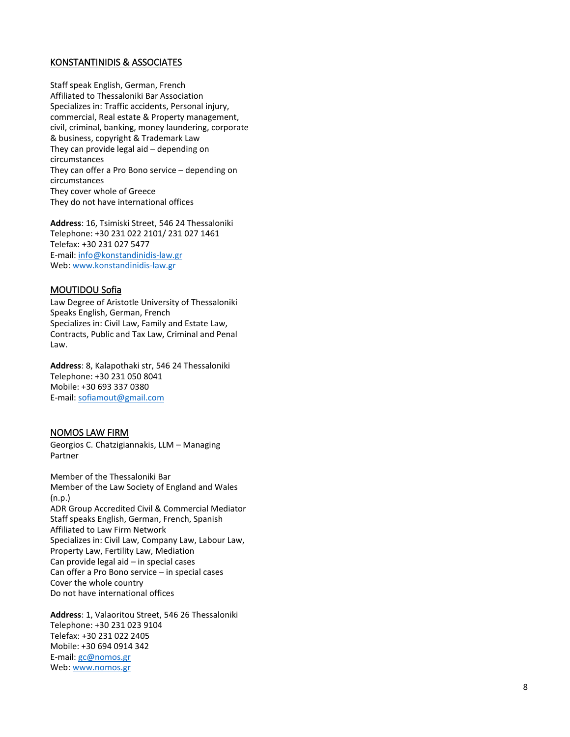## KONSTANTINIDIS & ASSOCIATES

Staff speak English, German, French
Affiliated to Thessaloniki Bar Association
Specializes in: Traffic accidents, Personal injury, commercial, Real estate & Property management, civil, criminal, banking, money laundering, corporate & business, copyright & Trademark Law
They can provide legal aid – depending on circumstances
They can offer a Pro Bono service – depending on circumstances
They cover whole of Greece
They do not have international offices

**Address**: 16, Tsimiski Street, 546 24 Thessaloniki
Telephone: +30 231 022 2101/ 231 027 1461
Telefax: +30 231 027 5477
E-mail: info@konstandinidis-law.gr
Web: www.konstandinidis-law.gr

## MOUTIDOU Sofia

Law Degree of Aristotle University of Thessaloniki
Speaks English, German, French
Specializes in: Civil Law, Family and Estate Law, Contracts, Public and Tax Law, Criminal and Penal Law.

**Address**: 8, Kalapothaki str, 546 24 Thessaloniki
Telephone: +30 231 050 8041
Mobile: +30 693 337 0380
E-mail: sofiamout@gmail.com

## NOMOS LAW FIRM

Georgios C. Chatzigiannakis, LLM – Managing Partner

Member of the Thessaloniki Bar
Member of the Law Society of England and Wales (n.p.)
ADR Group Accredited Civil & Commercial Mediator
Staff speaks English, German, French, Spanish
Affiliated to Law Firm Network
Specializes in: Civil Law, Company Law, Labour Law, Property Law, Fertility Law, Mediation
Can provide legal aid – in special cases
Can offer a Pro Bono service – in special cases
Cover the whole country
Do not have international offices

**Address**: 1, Valaoritou Street, 546 26 Thessaloniki
Telephone: +30 231 023 9104
Telefax: +30 231 022 2405
Mobile: +30 694 0914 342
E-mail: gc@nomos.gr
Web: www.nomos.gr